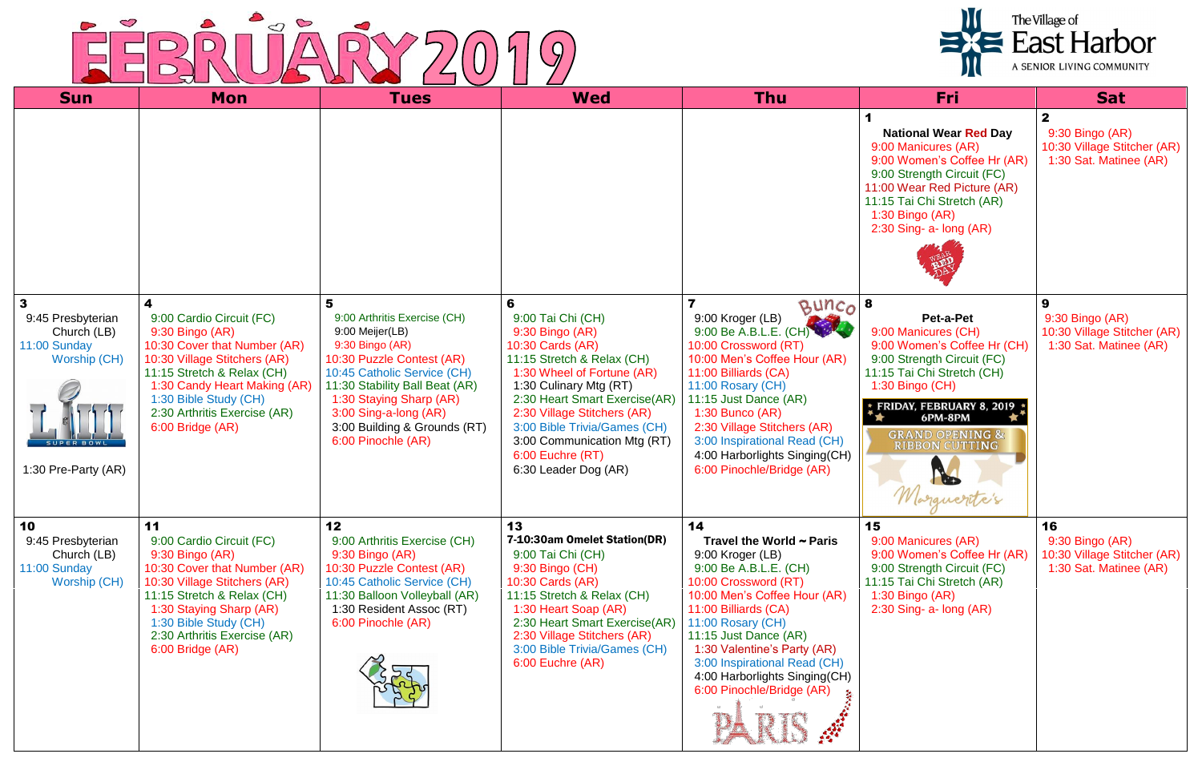# FEBRUARY 2019

The Village of East Harbor
A SENIOR LIVING COMMUNITY

| Sun | Mon | Tues | Wed | Thu | Fri | Sat |
|---|---|---|---|---|---|---|
| | | | | | **1**<br>**National Wear Red Day**<br>9:00 Manicures (AR)<br>9:00 Women's Coffee Hr (AR)<br>9:00 Strength Circuit (FC)<br>11:00 Wear Red Picture (AR)<br>11:15 Tai Chi Stretch (AR)<br>1:30 Bingo (AR)<br>2:30 Sing- a- long (AR) | **2**<br>9:30 Bingo (AR)<br>10:30 Village Stitcher (AR)<br>1:30 Sat. Matinee (AR) |
| **3**<br>9:45 Presbyterian Church (LB)<br>11:00 Sunday Worship (CH)<br>1:30 Pre-Party (AR) | **4**<br>9:00 Cardio Circuit (FC)<br>9:30 Bingo (AR)<br>10:30 Cover that Number (AR)<br>10:30 Village Stitchers (AR)<br>11:15 Stretch & Relax (CH)<br>1:30 Candy Heart Making (AR)<br>1:30 Bible Study (CH)<br>2:30 Arthritis Exercise (AR)<br>6:00 Bridge (AR) | **5**<br>9:00 Arthritis Exercise (CH)<br>9:00 Meijer(LB)<br>9:30 Bingo (AR)<br>10:30 Puzzle Contest (AR)<br>10:45 Catholic Service (CH)<br>11:30 Stability Ball Beat (AR)<br>1:30 Staying Sharp (AR)<br>3:00 Sing-a-long (AR)<br>3:00 Building & Grounds (RT)<br>6:00 Pinochle (AR) | **6**<br>9:00 Tai Chi (CH)<br>9:30 Bingo (AR)<br>10:30 Cards (AR)<br>11:15 Stretch & Relax (CH)<br>1:30 Wheel of Fortune (AR)<br>1:30 Culinary Mtg (RT)<br>2:30 Heart Smart Exercise(AR)<br>2:30 Village Stitchers (AR)<br>3:00 Bible Trivia/Games (CH)<br>3:00 Communication Mtg (RT)<br>6:00 Euchre (RT)<br>6:30 Leader Dog (AR) | **7**<br>Bunco<br>9:00 Kroger (LB)<br>9:00 Be A.B.L.E. (CH)<br>10:00 Crossword (RT)<br>10:00 Men's Coffee Hour (AR)<br>11:00 Billiards (CA)<br>11:00 Rosary (CH)<br>11:15 Just Dance (AR)<br>1:30 Bunco (AR)<br>2:30 Village Stitchers (AR)<br>3:00 Inspirational Read (CH)<br>4:00 Harborlights Singing(CH)<br>6:00 Pinochle/Bridge (AR) | **8**<br>**Pet-a-Pet**<br>9:00 Manicures (CH)<br>9:00 Women's Coffee Hr (CH)<br>9:00 Strength Circuit (FC)<br>11:15 Tai Chi Stretch (CH)<br>1:30 Bingo (CH)<br>FRIDAY, FEBRUARY 8, 2019 6PM-8PM<br>GRAND OPENING & RIBBON CUTTING<br>Marguerite's | **9**<br>9:30 Bingo (AR)<br>10:30 Village Stitcher (AR)<br>1:30 Sat. Matinee (AR) |
| **10**<br>9:45 Presbyterian Church (LB)<br>11:00 Sunday Worship (CH) | **11**<br>9:00 Cardio Circuit (FC)<br>9:30 Bingo (AR)<br>10:30 Cover that Number (AR)<br>10:30 Village Stitchers (AR)<br>11:15 Stretch & Relax (CH)<br>1:30 Staying Sharp (AR)<br>1:30 Bible Study (CH)<br>2:30 Arthritis Exercise (AR)<br>6:00 Bridge (AR) | **12**<br>9:00 Arthritis Exercise (CH)<br>9:30 Bingo (AR)<br>10:30 Puzzle Contest (AR)<br>10:45 Catholic Service (CH)<br>11:30 Balloon Volleyball (AR)<br>1:30 Resident Assoc (RT)<br>6:00 Pinochle (AR) | **13**<br>**7-10:30am Omelet Station(DR)**<br>9:00 Tai Chi (CH)<br>9:30 Bingo (CH)<br>10:30 Cards (AR)<br>11:15 Stretch & Relax (CH)<br>1:30 Heart Soap (AR)<br>2:30 Heart Smart Exercise(AR)<br>2:30 Village Stitchers (AR)<br>3:00 Bible Trivia/Games (CH)<br>6:00 Euchre (AR) | **14**<br>**Travel the World ~ Paris**<br>9:00 Kroger (LB)<br>9:00 Be A.B.L.E. (CH)<br>10:00 Crossword (RT)<br>10:00 Men's Coffee Hour (AR)<br>11:00 Billiards (CA)<br>11:00 Rosary (CH)<br>11:15 Just Dance (AR)<br>1:30 Valentine's Party (AR)<br>3:00 Inspirational Read (CH)<br>4:00 Harborlights Singing(CH)<br>6:00 Pinochle/Bridge (AR)<br>PARIS | **15**<br>9:00 Manicures (AR)<br>9:00 Women's Coffee Hr (AR)<br>9:00 Strength Circuit (FC)<br>11:15 Tai Chi Stretch (AR)<br>1:30 Bingo (AR)<br>2:30 Sing- a- long (AR) | **16**<br>9:30 Bingo (AR)<br>10:30 Village Stitcher (AR)<br>1:30 Sat. Matinee (AR) |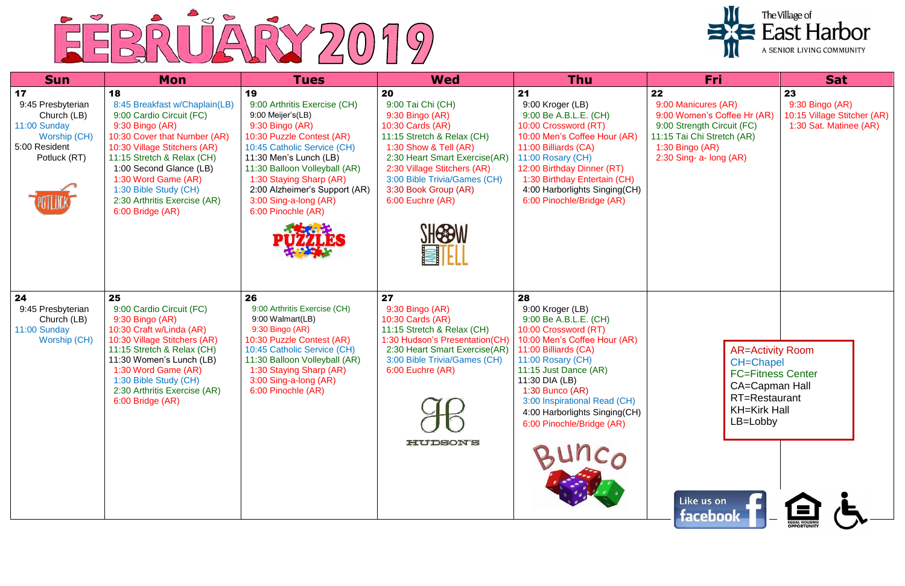# FEBRUARY 2019

The Village of East Harbor
A SENIOR LIVING COMMUNITY

| Sun | Mon | Tues | Wed | Thu | Fri | Sat |
|---|---|---|---|---|---|---|
| **17**<br>9:45 Presbyterian Church (LB)<br>11:00 Sunday Worship (CH)<br>5:00 Resident Potluck (RT) | **18**<br>8:45 Breakfast w/Chaplain(LB)<br>9:00 Cardio Circuit (FC)<br>9:30 Bingo (AR)<br>10:30 Cover that Number (AR)<br>10:30 Village Stitchers (AR)<br>11:15 Stretch & Relax (CH)<br>1:00 Second Glance (LB)<br>1:30 Word Game (AR)<br>1:30 Bible Study (CH)<br>2:30 Arthritis Exercise (AR)<br>6:00 Bridge (AR) | **19**<br>9:00 Arthritis Exercise (CH)<br>9:00 Meijer's(LB)<br>9:30 Bingo (AR)<br>10:30 Puzzle Contest (AR)<br>10:45 Catholic Service (CH)<br>11:30 Men's Lunch (LB)<br>11:30 Balloon Volleyball (AR)<br>1:30 Staying Sharp (AR)<br>2:00 Alzheimer's Support (AR)<br>3:00 Sing-a-long (AR)<br>6:00 Pinochle (AR) | **20**<br>9:00 Tai Chi (CH)<br>9:30 Bingo (AR)<br>10:30 Cards (AR)<br>11:15 Stretch & Relax (CH)<br>1:30 Show & Tell (AR)<br>2:30 Heart Smart Exercise(AR)<br>2:30 Village Stitchers (AR)<br>3:00 Bible Trivia/Games (CH)<br>3:30 Book Group (AR)<br>6:00 Euchre (AR) | **21**<br>9:00 Kroger (LB)<br>9:00 Be A.B.L.E. (CH)<br>10:00 Crossword (RT)<br>10:00 Men's Coffee Hour (AR)<br>11:00 Billiards (CA)<br>11:00 Rosary (CH)<br>12:00 Birthday Dinner (RT)<br>1:30 Birthday Entertain (CH)<br>4:00 Harborlights Singing(CH)<br>6:00 Pinochle/Bridge (AR) | **22**<br>9:00 Manicures (AR)<br>9:00 Women's Coffee Hr (AR)<br>9:00 Strength Circuit (FC)<br>11:15 Tai Chi Stretch (AR)<br>1:30 Bingo (AR)<br>2:30 Sing- a- long (AR) | **23**<br>9:30 Bingo (AR)<br>10:15 Village Stitcher (AR)<br>1:30 Sat. Matinee (AR) |
| **24**<br>9:45 Presbyterian Church (LB)<br>11:00 Sunday Worship (CH) | **25**<br>9:00 Cardio Circuit (FC)<br>9:30 Bingo (AR)<br>10:30 Craft w/Linda (AR)<br>10:30 Village Stitchers (AR)<br>11:15 Stretch & Relax (CH)<br>11:30 Women's Lunch (LB)<br>1:30 Word Game (AR)<br>1:30 Bible Study (CH)<br>2:30 Arthritis Exercise (AR)<br>6:00 Bridge (AR) | **26**<br>9:00 Arthritis Exercise (CH)<br>9:00 Walmart(LB)<br>9:30 Bingo (AR)<br>10:30 Puzzle Contest (AR)<br>10:45 Catholic Service (CH)<br>11:30 Balloon Volleyball (AR)<br>1:30 Staying Sharp (AR)<br>3:00 Sing-a-long (AR)<br>6:00 Pinochle (AR) | **27**<br>9:30 Bingo (AR)<br>10:30 Cards (AR)<br>11:15 Stretch & Relax (CH)<br>1:30 Hudson's Presentation(CH)<br>2:30 Heart Smart Exercise(AR)<br>3:00 Bible Trivia/Games (CH)<br>6:00 Euchre (AR) | **28**<br>9:00 Kroger (LB)<br>9:00 Be A.B.L.E. (CH)<br>10:00 Crossword (RT)<br>10:00 Men's Coffee Hour (AR)<br>11:00 Billiards (CA)<br>11:00 Rosary (CH)<br>11:15 Just Dance (AR)<br>11:30 DIA (LB)<br>1:30 Bunco (AR)<br>3:00 Inspirational Read (CH)<br>4:00 Harborlights Singing(CH)<br>6:00 Pinochle/Bridge (AR) | | |

AR=Activity Room
CH=Chapel
FC=Fitness Center
CA=Capman Hall
RT=Restaurant
KH=Kirk Hall
LB=Lobby

Like us on facebook